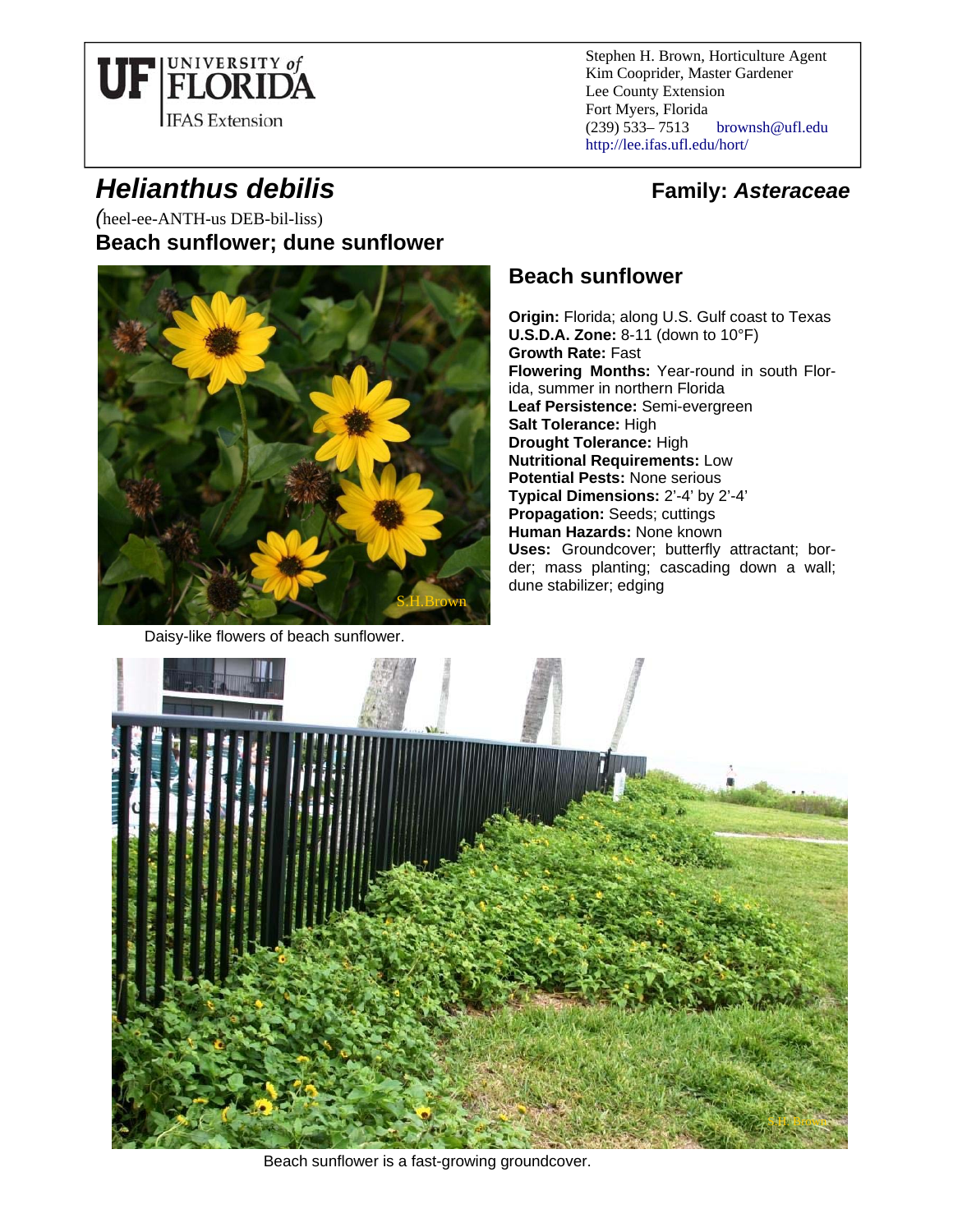UF | UNIVERSITY of FLORIDA
IFAS Extension

Stephen H. Brown, Horticulture Agent
Kim Cooprider, Master Gardener
Lee County Extension
Fort Myers, Florida
(239) 533– 7513 brownsh@ufl.edu
http://lee.ifas.ufl.edu/hort/

# *Helianthus debilis*

**Family: *Asteraceae***

(heel-ee-ANTH-us DEB-bil-liss)

**Beach sunflower; dune sunflower**

## Beach sunflower

**Origin:** Florida; along U.S. Gulf coast to Texas
**U.S.D.A. Zone:** 8-11 (down to 10°F)
**Growth Rate:** Fast
**Flowering Months:** Year-round in south Florida, summer in northern Florida
**Leaf Persistence:** Semi-evergreen
**Salt Tolerance:** High
**Drought Tolerance:** High
**Nutritional Requirements:** Low
**Potential Pests:** None serious
**Typical Dimensions:** 2'-4' by 2'-4'
**Propagation:** Seeds; cuttings
**Human Hazards:** None known
**Uses:** Groundcover; butterfly attractant; border; mass planting; cascading down a wall; dune stabilizer; edging

Daisy-like flowers of beach sunflower.

Beach sunflower is a fast-growing groundcover.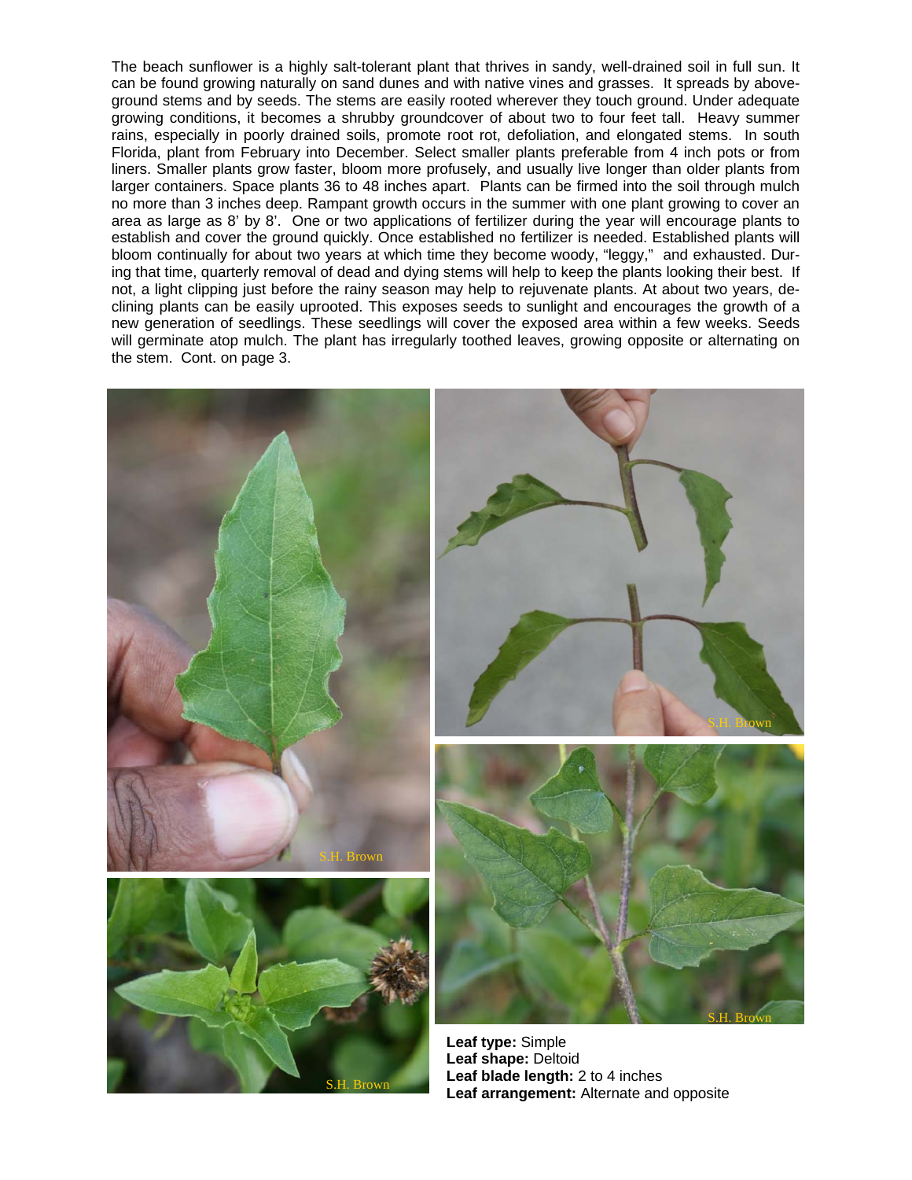The beach sunflower is a highly salt-tolerant plant that thrives in sandy, well-drained soil in full sun. It can be found growing naturally on sand dunes and with native vines and grasses. It spreads by above-ground stems and by seeds. The stems are easily rooted wherever they touch ground. Under adequate growing conditions, it becomes a shrubby groundcover of about two to four feet tall. Heavy summer rains, especially in poorly drained soils, promote root rot, defoliation, and elongated stems. In south Florida, plant from February into December. Select smaller plants preferable from 4 inch pots or from liners. Smaller plants grow faster, bloom more profusely, and usually live longer than older plants from larger containers. Space plants 36 to 48 inches apart. Plants can be firmed into the soil through mulch no more than 3 inches deep. Rampant growth occurs in the summer with one plant growing to cover an area as large as 8' by 8'. One or two applications of fertilizer during the year will encourage plants to establish and cover the ground quickly. Once established no fertilizer is needed. Established plants will bloom continually for about two years at which time they become woody, "leggy," and exhausted. During that time, quarterly removal of dead and dying stems will help to keep the plants looking their best. If not, a light clipping just before the rainy season may help to rejuvenate plants. At about two years, declining plants can be easily uprooted. This exposes seeds to sunlight and encourages the growth of a new generation of seedlings. These seedlings will cover the exposed area within a few weeks. Seeds will germinate atop mulch. The plant has irregularly toothed leaves, growing opposite or alternating on the stem. Cont. on page 3.

S.H. Brown

S.H. Brown

S.H. Brown

S.H. Brown

**Leaf type:** Simple
**Leaf shape:** Deltoid
**Leaf blade length:** 2 to 4 inches
**Leaf arrangement:** Alternate and opposite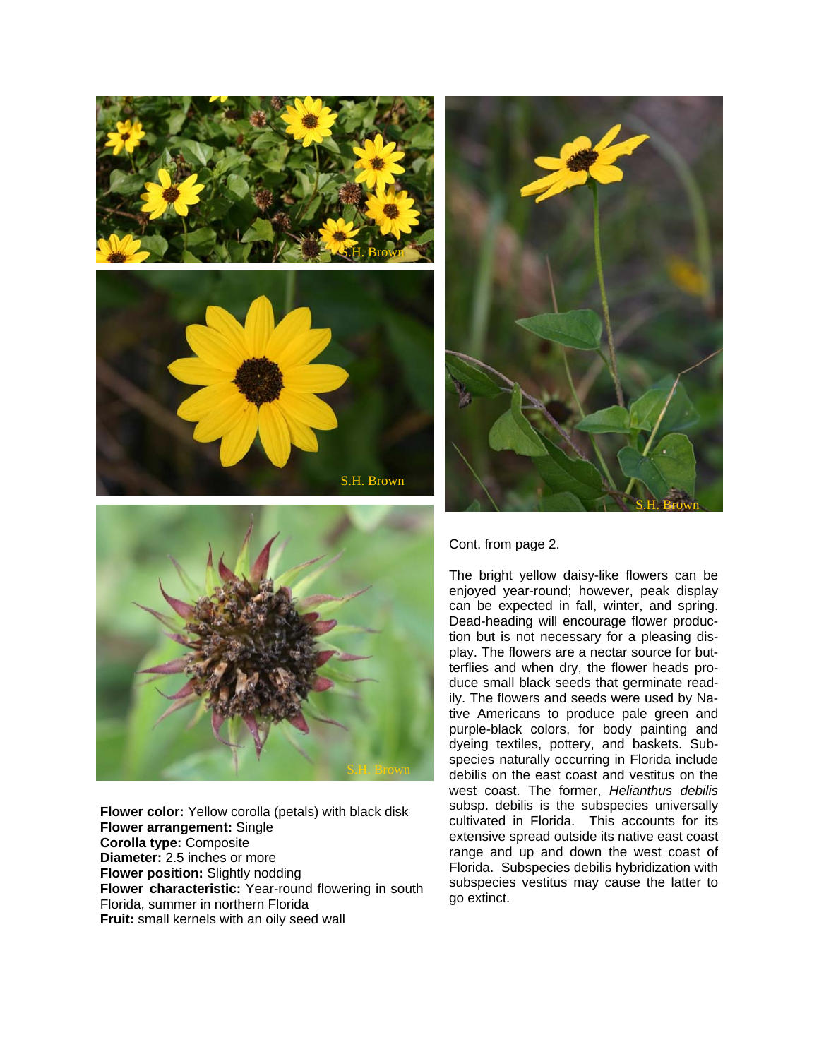**Flower color:** Yellow corolla (petals) with black disk
**Flower arrangement:** Single
**Corolla type:** Composite
**Diameter:** 2.5 inches or more
**Flower position:** Slightly nodding
**Flower characteristic:** Year-round flowering in south Florida, summer in northern Florida
**Fruit:** small kernels with an oily seed wall

Cont. from page 2.

The bright yellow daisy-like flowers can be enjoyed year-round; however, peak display can be expected in fall, winter, and spring. Dead-heading will encourage flower production but is not necessary for a pleasing display. The flowers are a nectar source for butterflies and when dry, the flower heads produce small black seeds that germinate readily. The flowers and seeds were used by Native Americans to produce pale green and purple-black colors, for body painting and dyeing textiles, pottery, and baskets. Subspecies naturally occurring in Florida include debilis on the east coast and vestitus on the west coast. The former, *Helianthus debilis* subsp. debilis is the subspecies universally cultivated in Florida. This accounts for its extensive spread outside its native east coast range and up and down the west coast of Florida. Subspecies debilis hybridization with subspecies vestitus may cause the latter to go extinct.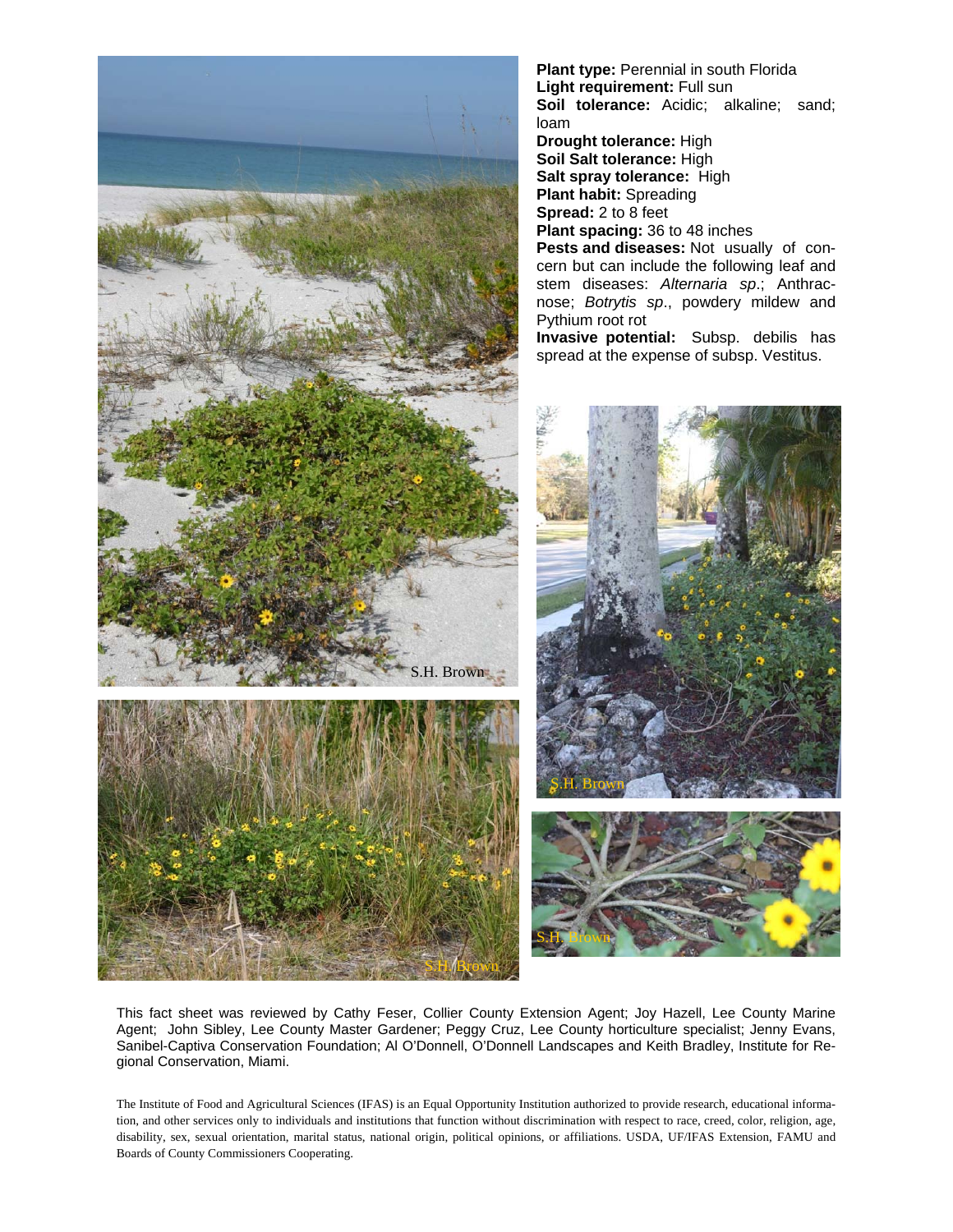**Plant type:** Perennial in south Florida
**Light requirement:** Full sun
**Soil tolerance:** Acidic; alkaline; sand; loam
**Drought tolerance:** High
**Soil Salt tolerance:** High
**Salt spray tolerance:** High
**Plant habit:** Spreading
**Spread:** 2 to 8 feet
**Plant spacing:** 36 to 48 inches
**Pests and diseases:** Not usually of concern but can include the following leaf and stem diseases: *Alternaria sp*.; Anthracnose; *Botrytis sp*., powdery mildew and Pythium root rot
**Invasive potential:** Subsp. debilis has spread at the expense of subsp. Vestitus.

S.H. Brown

S.H. Brown

S.H. Brown

S.H. Brown

This fact sheet was reviewed by Cathy Feser, Collier County Extension Agent; Joy Hazell, Lee County Marine Agent; John Sibley, Lee County Master Gardener; Peggy Cruz, Lee County horticulture specialist; Jenny Evans, Sanibel-Captiva Conservation Foundation; Al O'Donnell, O'Donnell Landscapes and Keith Bradley, Institute for Regional Conservation, Miami.

The Institute of Food and Agricultural Sciences (IFAS) is an Equal Opportunity Institution authorized to provide research, educational information, and other services only to individuals and institutions that function without discrimination with respect to race, creed, color, religion, age, disability, sex, sexual orientation, marital status, national origin, political opinions, or affiliations. USDA, UF/IFAS Extension, FAMU and Boards of County Commissioners Cooperating.